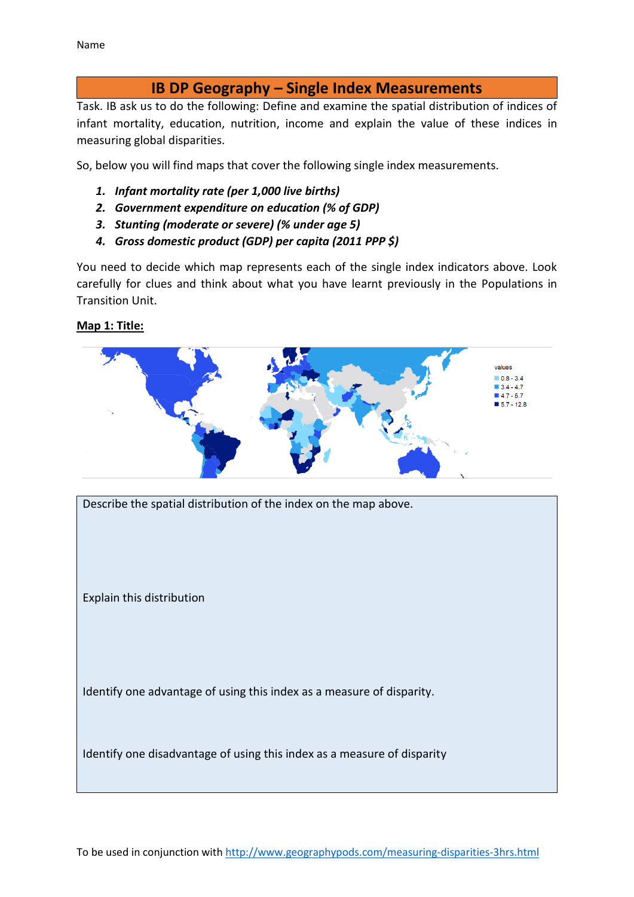Name

# IB DP Geography – Single Index Measurements

Task. IB ask us to do the following: Define and examine the spatial distribution of indices of infant mortality, education, nutrition, income and explain the value of these indices in measuring global disparities.

So, below you will find maps that cover the following single index measurements.

1. ***Infant mortality rate (per 1,000 live births)***
2. ***Government expenditure on education (% of GDP)***
3. ***Stunting (moderate or severe) (% under age 5)***
4. ***Gross domestic product (GDP) per capita (2011 PPP $)***

You need to decide which map represents each of the single index indicators above. Look carefully for clues and think about what you have learnt previously in the Populations in Transition Unit.

**<u>Map 1: Title:</u>**

values
- 0.8 - 3.4
- 3.4 - 4.7
- 4.7 - 5.7
- 5.7 - 12.8

Describe the spatial distribution of the index on the map above.

Explain this distribution

Identify one advantage of using this index as a measure of disparity.

Identify one disadvantage of using this index as a measure of disparity

To be used in conjunction with http://www.geographypods.com/measuring-disparities-3hrs.html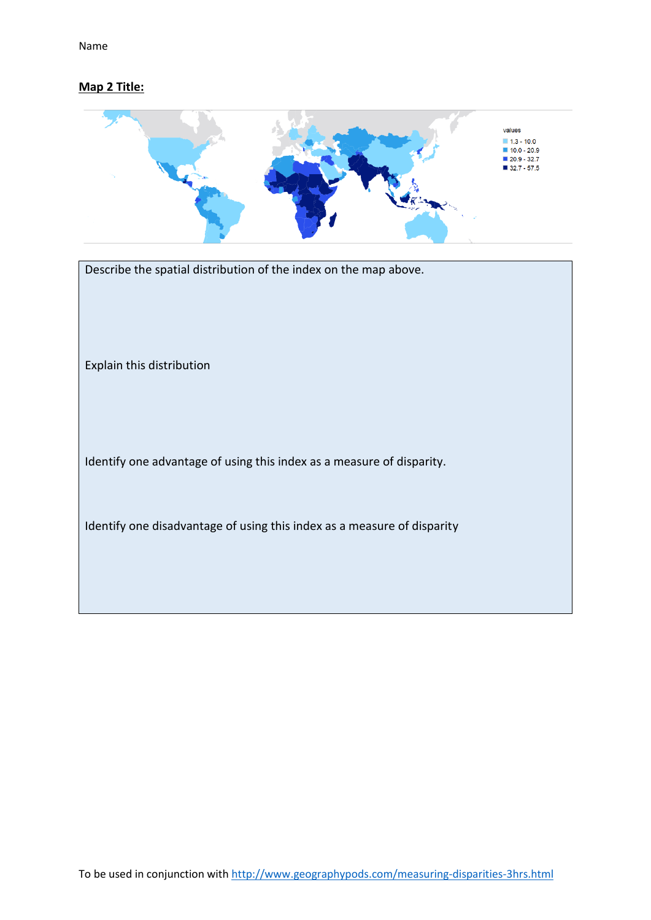Name

**Map 2 Title:**

values
- 1.3 - 10.0
- 10.0 - 20.9
- 20.9 - 32.7
- 32.7 - 57.5

Describe the spatial distribution of the index on the map above.

Explain this distribution

Identify one advantage of using this index as a measure of disparity.

Identify one disadvantage of using this index as a measure of disparity

To be used in conjunction with [http://www.geographypods.com/measuring-disparities-3hrs.html](http://www.geographypods.com/measuring-disparities-3hrs.html)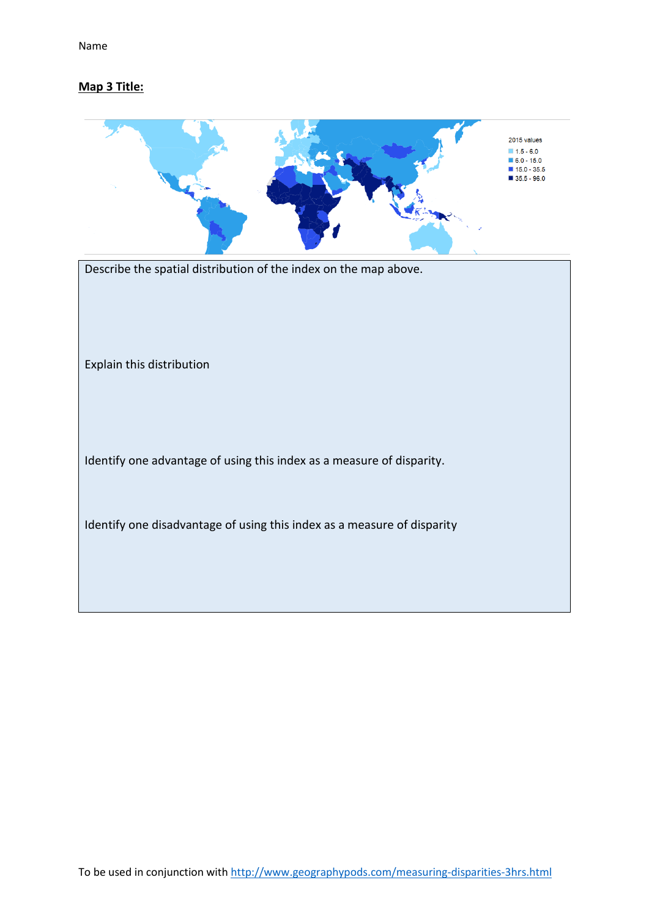Name

**Map 3 Title:**

2015 values
- 1.5 - 6.0
- 6.0 - 15.0
- 15.0 - 35.5
- 35.5 - 96.0

Describe the spatial distribution of the index on the map above.

Explain this distribution

Identify one advantage of using this index as a measure of disparity.

Identify one disadvantage of using this index as a measure of disparity

To be used in conjunction with [http://www.geographypods.com/measuring-disparities-3hrs.html](http://www.geographypods.com/measuring-disparities-3hrs.html)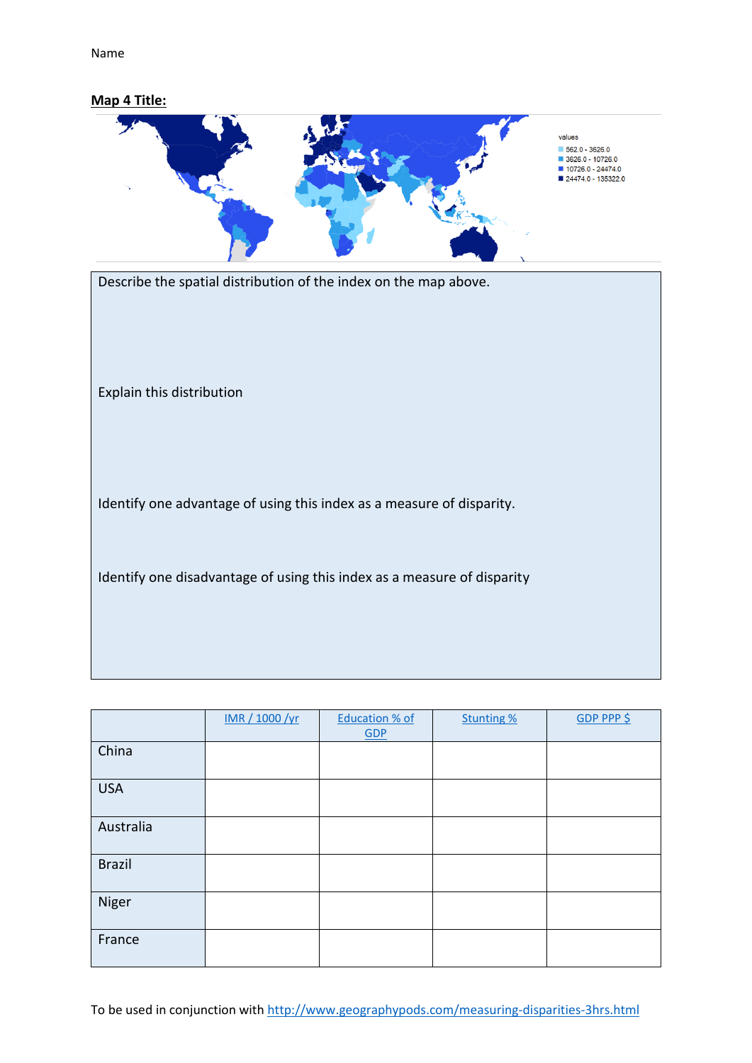Name

**Map 4 Title:**

values
- 562.0 - 3626.0
- 3626.0 - 10726.0
- 10726.0 - 24474.0
- 24474.0 - 135322.0

Describe the spatial distribution of the index on the map above.

Explain this distribution

Identify one advantage of using this index as a measure of disparity.

Identify one disadvantage of using this index as a measure of disparity

| | IMR / 1000 /yr | Education % of GDP | Stunting % | GDP PPP $ |
|---|---|---|---|---|
| China | | | | |
| USA | | | | |
| Australia | | | | |
| Brazil | | | | |
| Niger | | | | |
| France | | | | |

To be used in conjunction with http://www.geographypods.com/measuring-disparities-3hrs.html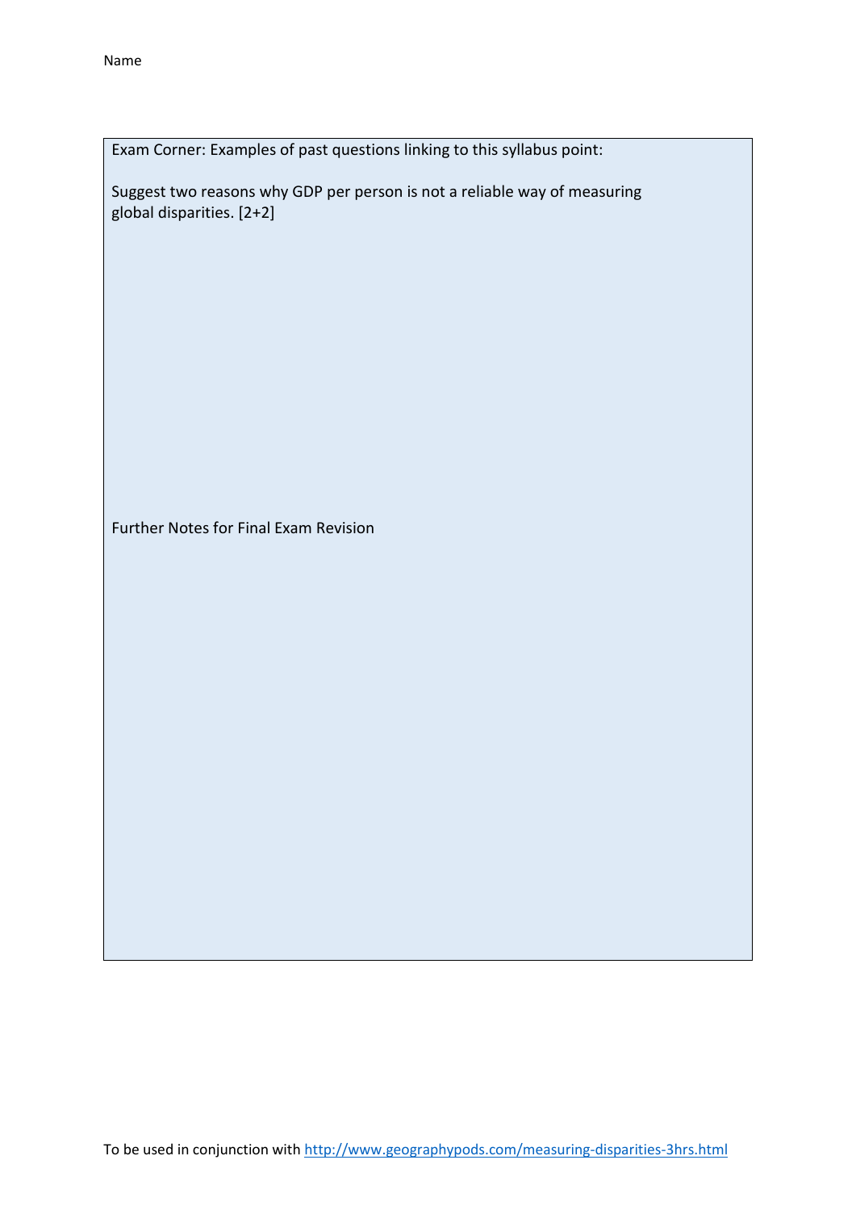Name

Exam Corner: Examples of past questions linking to this syllabus point:

Suggest two reasons why GDP per person is not a reliable way of measuring global disparities. [2+2]

Further Notes for Final Exam Revision

To be used in conjunction with http://www.geographypods.com/measuring-disparities-3hrs.html